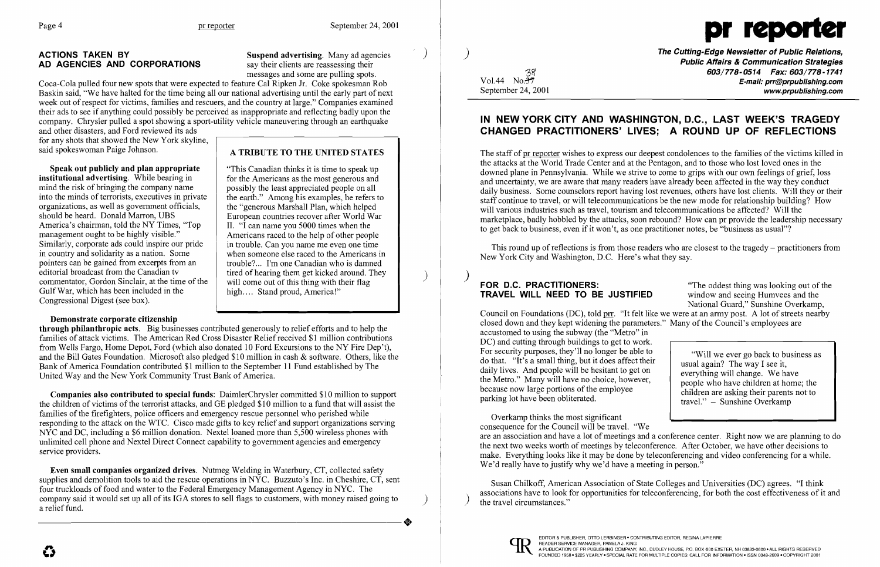## ACTIONS TAKEN BY AD AGENCIES AND CORPORATIONS

**Suspend advertising.** Many ad agencies say their clients are reassessing their messages and some are pulling spots. Coca-Cola pulled four new spots that were expected to feature Cal Ripken Jr. Coke spokesman Rob Baskin said, "We have halted for the time being all our national advertising until the early part of next week out of respect for victims, families and rescuers, and the country at large." Companies examined their ads to see if anything could possibly be perceived as inappropriate and reflecting badly upon the company. Chrysler pulled a spot showing a sport-utility vehicle maneuvering through an earthquake and other disasters, and Ford reviewed its ads for any shots that showed the New York skyline, said spokeswoman Paige Johnson.

**Speak out publicly and plan appropriate institutional advertising.** While bearing in mind the risk of bringing the company name into the minds of terrorists, executives in private organizations, as well as government officials, should be heard. Donald Marron, UBS America's chairman, told the NY Times, "Top management ought to be highly visible." Similarly, corporate ads could inspire our pride in country and solidarity as a nation. Some pointers can be gained from excerpts from an editorial broadcast from the Canadian tv commentator, Gordon Sinclair, at the time of the Gulf War, which has been included in the Congressional Digest (see box).

> **A TRIBUTE TO THE UNITED STATES**
>
> "This Canadian thinks it is time to speak up for the Americans as the most generous and possibly the least appreciated people on all the earth." Among his examples, he refers to the "generous Marshall Plan, which helped European countries recover after World War II. "I can name you 5000 times when the Americans raced to the help of other people in trouble. Can you name me even one time when someone else raced to the Americans in trouble?... I'm one Canadian who is damned tired of hearing them get kicked around. They will come out of this thing with their flag high.... Stand proud, America!"

**Demonstrate corporate citizenship through philanthropic acts.** Big businesses contributed generously to relief efforts and to help the families of attack victims. The American Red Cross Disaster Relief received $1 million contributions from Wells Fargo, Home Depot, Ford (which also donated 10 Ford Excursions to the NY Fire Dep't), and the Bill Gates Foundation. Microsoft also pledged $10 million in cash & software. Others, like the Bank of America Foundation contributed $1 million to the September 11 Fund established by The United Way and the New York Community Trust Bank of America.

**Companies also contributed to special funds**: DaimlerChrysler committed $10 million to support the children of victims of the terrorist attacks, and GE pledged $10 million to a fund that will assist the families of the firefighters, police officers and emergency rescue personnel who perished while responding to the attack on the WTC. Cisco made gifts to key relief and support organizations serving NYC and DC, including a $6 million donation. Nextel loaned more than 5,500 wireless phones with unlimited cell phone and Nextel Direct Connect capability to government agencies and emergency service providers.

**Even small companies organized drives.** Nutmeg Welding in Waterbury, CT, collected safety supplies and demolition tools to aid the rescue operations in NYC. Buzzuto's Inc. in Cheshire, CT, sent four truckloads of food and water to the Federal Emergency Management Agency in NYC. The company said it would set up all of its IGA stores to sell flags to customers, with money raised going to a relief fund.

---

# pr reporter

**The Cutting-Edge Newsletter of Public Relations, Public Affairs & Communication Strategies**
603/778-0514 Fax: 603/778-1741
E-mail: prr@prpublishing.com
www.prpublishing.com

Vol.44 No.38
September 24, 2001

## IN NEW YORK CITY AND WASHINGTON, D.C., LAST WEEK'S TRAGEDY CHANGED PRACTITIONERS' LIVES; A ROUND UP OF REFLECTIONS

The staff of pr reporter wishes to express our deepest condolences to the families of the victims killed in the attacks at the World Trade Center and at the Pentagon, and to those who lost loved ones in the downed plane in Pennsylvania. While we strive to come to grips with our own feelings of grief, loss and uncertainty, we are aware that many readers have already been affected in the way they conduct daily business. Some counselors report having lost revenues, others have lost clients. Will they or their staff continue to travel, or will telecommunications be the new mode for relationship building? How will various industries such as travel, tourism and telecommunications be affected? Will the marketplace, badly hobbled by the attacks, soon rebound? How can pr provide the leadership necessary to get back to business, even if it won't, as one practitioner notes, be "business as usual"?

This round up of reflections is from those readers who are closest to the tragedy – practitioners from New York City and Washington, D.C. Here's what they say.

### FOR D.C. PRACTITIONERS: TRAVEL WILL NEED TO BE JUSTIFIED

"The oddest thing was looking out of the window and seeing Humvees and the National Guard," Sunshine Overkamp, Council on Foundations (DC), told prr. "It felt like we were at an army post. A lot of streets nearby closed down and they kept widening the parameters." Many of the Council's employees are accustomed to using the subway (the "Metro" in DC) and cutting through buildings to get to work. For security purposes, they'll no longer be able to do that. "It's a small thing, but it does affect their daily lives. And people will be hesitant to get on the Metro." Many will have no choice, however, because now large portions of the employee parking lot have been obliterated.

> "Will we ever go back to business as usual again? The way I see it, everything will change. We have people who have children at home; the children are asking their parents not to travel." – Sunshine Overkamp

Overkamp thinks the most significant consequence for the Council will be travel. "We are an association and have a lot of meetings and a conference center. Right now we are planning to do the next two weeks worth of meetings by teleconference. After October, we have other decisions to make. Everything looks like it may be done by teleconferencing and video conferencing for a while. We'd really have to justify why we'd have a meeting in person."

Susan Chilkoff, American Association of State Colleges and Universities (DC) agrees. "I think associations have to look for opportunities for teleconferencing, for both the cost effectiveness of it and the travel circumstances."

EDITOR & PUBLISHER, OTTO LERBINGER • CONTRIBUTING EDITOR, REGINA LAPIERRE
READER SERVICE MANAGER, PAMELA J. KING
A PUBLICATION OF PR PUBLISHING COMPANY, INC., DUDLEY HOUSE, P.O. BOX 600 EXETER, NH 03833-0600 • ALL RIGHTS RESERVED
FOUNDED 1958 • $225 YEARLY • SPECIAL RATE FOR MULTIPLE COPIES: CALL FOR INFORMATION • ISSN 0048-2609 • COPYRIGHT 2001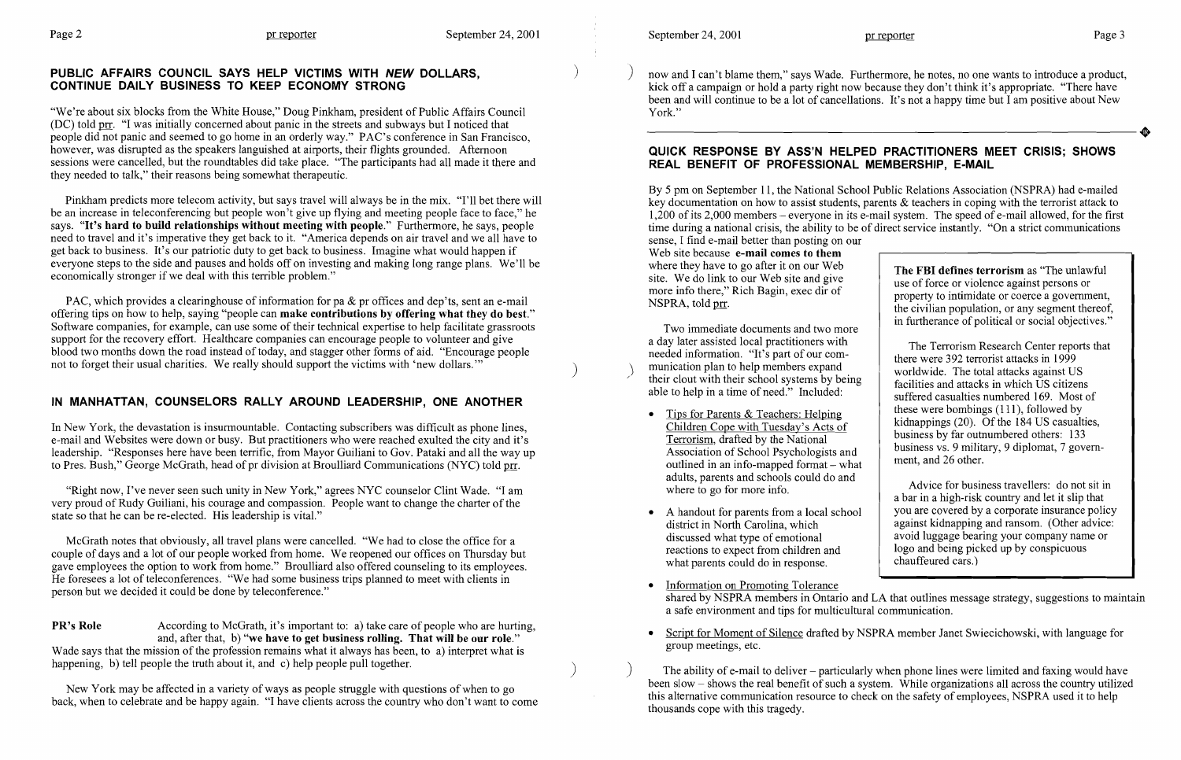## PUBLIC AFFAIRS COUNCIL SAYS HELP VICTIMS WITH *NEW* DOLLARS, CONTINUE DAILY BUSINESS TO KEEP ECONOMY STRONG

"We're about six blocks from the White House," Doug Pinkham, president of Public Affairs Council (DC) told prr. "I was initially concerned about panic in the streets and subways but I noticed that people did not panic and seemed to go home in an orderly way." PAC's conference in San Francisco, however, was disrupted as the speakers languished at airports, their flights grounded. Afternoon sessions were cancelled, but the roundtables did take place. "The participants had all made it there and they needed to talk," their reasons being somewhat therapeutic.

Pinkham predicts more telecom activity, but says travel will always be in the mix. "I'll bet there will be an increase in teleconferencing but people won't give up flying and meeting people face to face," he says. **"It's hard to build relationships without meeting with people."** Furthermore, he says, people need to travel and it's imperative they get back to it. "America depends on air travel and we all have to get back to business. It's our patriotic duty to get back to business. Imagine what would happen if everyone steps to the side and pauses and holds off on investing and making long range plans. We'll be economically stronger if we deal with this terrible problem."

PAC, which provides a clearinghouse of information for pa & pr offices and dep'ts, sent an e-mail offering tips on how to help, saying "people can **make contributions by offering what they do best**." Software companies, for example, can use some of their technical expertise to help facilitate grassroots support for the recovery effort. Healthcare companies can encourage people to volunteer and give blood two months down the road instead of today, and stagger other forms of aid. "Encourage people not to forget their usual charities. We really should support the victims with 'new dollars.'"

## IN MANHATTAN, COUNSELORS RALLY AROUND LEADERSHIP, ONE ANOTHER

In New York, the devastation is insurmountable. Contacting subscribers was difficult as phone lines, e-mail and Websites were down or busy. But practitioners who were reached exulted the city and it's leadership. "Responses here have been terrific, from Mayor Guiliani to Gov. Pataki and all the way up to Pres. Bush," George McGrath, head of pr division at Broulliard Communications (NYC) told prr.

"Right now, I've never seen such unity in New York," agrees NYC counselor Clint Wade. "I am very proud of Rudy Guiliani, his courage and compassion. People want to change the charter of the state so that he can be re-elected. His leadership is vital."

McGrath notes that obviously, all travel plans were cancelled. "We had to close the office for a couple of days and a lot of our people worked from home. We reopened our offices on Thursday but gave employees the option to work from home." Broulliard also offered counseling to its employees. He foresees a lot of teleconferences. "We had some business trips planned to meet with clients in person but we decided it could be done by teleconference."

**PR's Role** According to McGrath, it's important to: a) take care of people who are hurting, and, after that, b) **"we have to get business rolling. That will be our role."** Wade says that the mission of the profession remains what it always has been, to a) interpret what is happening, b) tell people the truth about it, and c) help people pull together.

New York may be affected in a variety of ways as people struggle with questions of when to go back, when to celebrate and be happy again. "I have clients across the country who don't want to come now and I can't blame them," says Wade. Furthermore, he notes, no one wants to introduce a product, kick off a campaign or hold a party right now because they don't think it's appropriate. "There have been and will continue to be a lot of cancellations. It's not a happy time but I am positive about New York."

## QUICK RESPONSE BY ASS'N HELPED PRACTITIONERS MEET CRISIS; SHOWS REAL BENEFIT OF PROFESSIONAL MEMBERSHIP, E-MAIL

By 5 pm on September 11, the National School Public Relations Association (NSPRA) had e-mailed key documentation on how to assist students, parents & teachers in coping with the terrorist attack to 1,200 of its 2,000 members – everyone in its e-mail system. The speed of e-mail allowed, for the first time during a national crisis, the ability to be of direct service instantly. "On a strict communications sense, I find e-mail better than posting on our Web site because **e-mail comes to them** where they have to go after it on our Web site. We do link to our Web site and give more info there," Rich Bagin, exec dir of NSPRA, told prr.

Two immediate documents and two more a day later assisted local practitioners with needed information. "It's part of our communication plan to help members expand their clout with their school systems by being able to help in a time of need." Included:

- Tips for Parents & Teachers: Helping Children Cope with Tuesday's Acts of Terrorism, drafted by the National Association of School Psychologists and outlined in an info-mapped format – what adults, parents and schools could do and where to go for more info.
- A handout for parents from a local school district in North Carolina, which discussed what type of emotional reactions to expect from children and what parents could do in response.
- Information on Promoting Tolerance shared by NSPRA members in Ontario and LA that outlines message strategy, suggestions to maintain a safe environment and tips for multicultural communication.
- Script for Moment of Silence drafted by NSPRA member Janet Swiecichowski, with language for group meetings, etc.

The ability of e-mail to deliver – particularly when phone lines were limited and faxing would have been slow – shows the real benefit of such a system. While organizations all across the country utilized this alternative communication resource to check on the safety of employees, NSPRA used it to help thousands cope with this tragedy.

**The FBI defines terrorism** as "The unlawful use of force or violence against persons or property to intimidate or coerce a government, the civilian population, or any segment thereof, in furtherance of political or social objectives."

The Terrorism Research Center reports that there were 392 terrorist attacks in 1999 worldwide. The total attacks against US facilities and attacks in which US citizens suffered casualties numbered 169. Most of these were bombings (111), followed by kidnappings (20). Of the 184 US casualties, business by far outnumbered others: 133 business vs. 9 military, 9 diplomat, 7 government, and 26 other.

Advice for business travellers: do not sit in a bar in a high-risk country and let it slip that you are covered by a corporate insurance policy against kidnapping and ransom. (Other advice: avoid luggage bearing your company name or logo and being picked up by conspicuous chauffeured cars.)